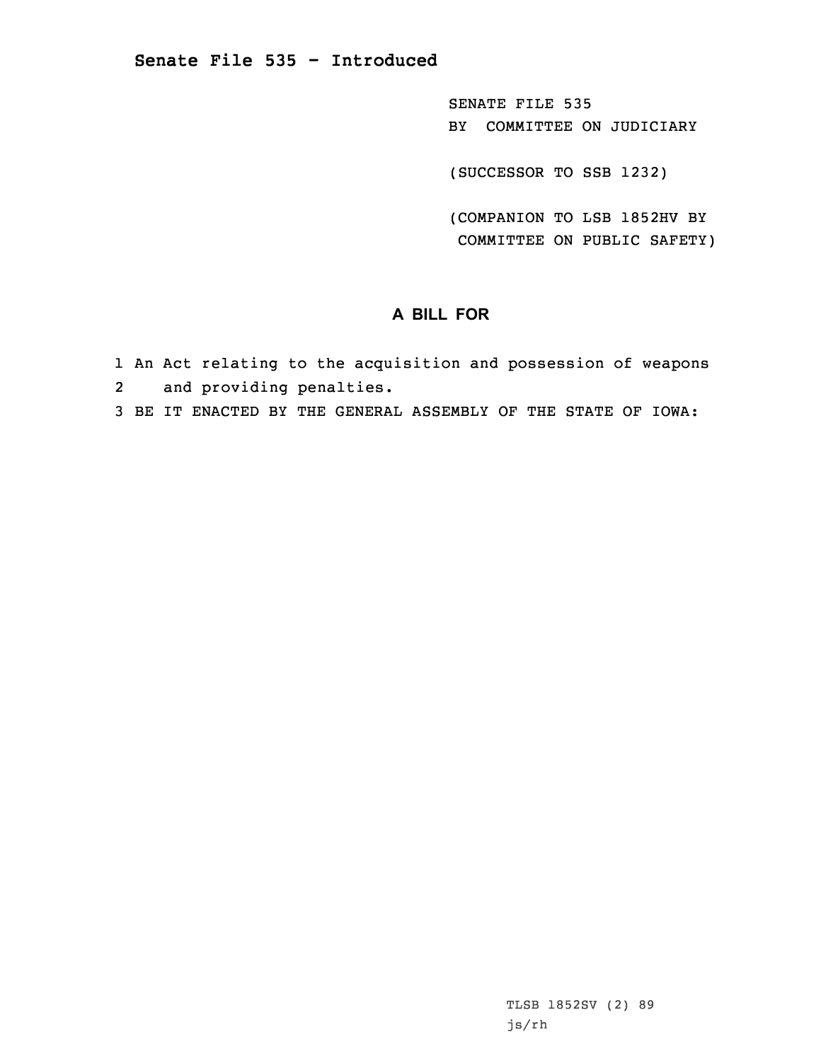# Senate File 535 - Introduced

SENATE FILE 535
BY COMMITTEE ON JUDICIARY

(SUCCESSOR TO SSB 1232)

(COMPANION TO LSB 1852HV BY COMMITTEE ON PUBLIC SAFETY)

## A BILL FOR

1 An Act relating to the acquisition and possession of weapons
2 and providing penalties.
3 BE IT ENACTED BY THE GENERAL ASSEMBLY OF THE STATE OF IOWA:

TLSB 1852SV (2) 89
js/rh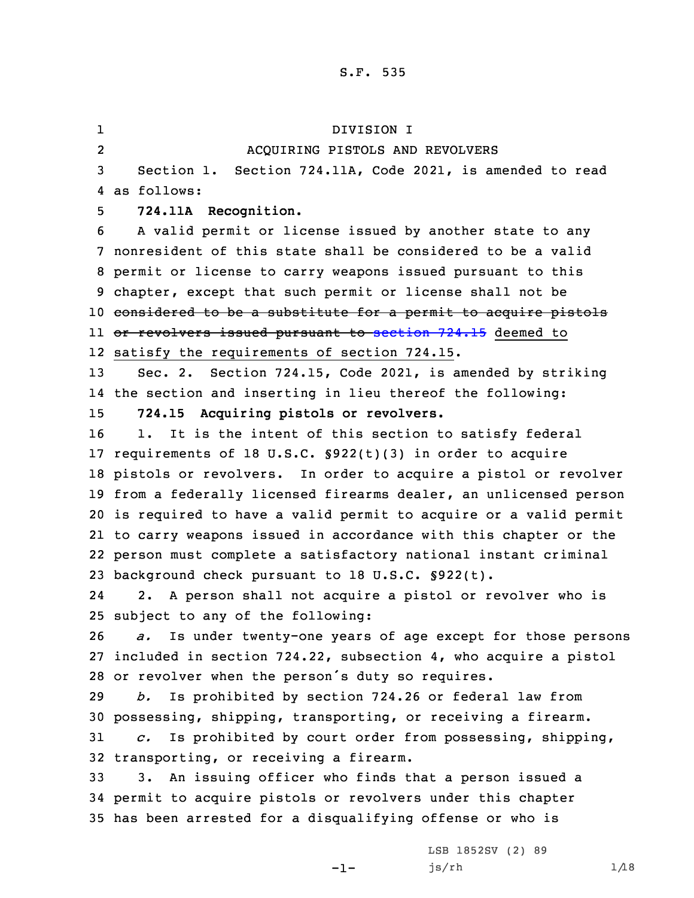DIVISION I

ACQUIRING PISTOLS AND REVOLVERS

Section 1. Section 724.11A, Code 2021, is amended to read as follows:

**724.11A Recognition.**

A valid permit or license issued by another state to any nonresident of this state shall be considered to be a valid permit or license to carry weapons issued pursuant to this chapter, except that such permit or license shall not be ~~considered to be a substitute for a permit to acquire pistols or revolvers issued pursuant to section 724.15~~ deemed to satisfy the requirements of section 724.15.

Sec. 2. Section 724.15, Code 2021, is amended by striking the section and inserting in lieu thereof the following:

**724.15 Acquiring pistols or revolvers.**

1. It is the intent of this section to satisfy federal requirements of 18 U.S.C. §922(t)(3) in order to acquire pistols or revolvers. In order to acquire a pistol or revolver from a federally licensed firearms dealer, an unlicensed person is required to have a valid permit to acquire or a valid permit to carry weapons issued in accordance with this chapter or the person must complete a satisfactory national instant criminal background check pursuant to 18 U.S.C. §922(t).

2. A person shall not acquire a pistol or revolver who is subject to any of the following:

*a.* Is under twenty-one years of age except for those persons included in section 724.22, subsection 4, who acquire a pistol or revolver when the person's duty so requires.

*b.* Is prohibited by section 724.26 or federal law from possessing, shipping, transporting, or receiving a firearm.

*c.* Is prohibited by court order from possessing, shipping, transporting, or receiving a firearm.

3. An issuing officer who finds that a person issued a permit to acquire pistols or revolvers under this chapter has been arrested for a disqualifying offense or who is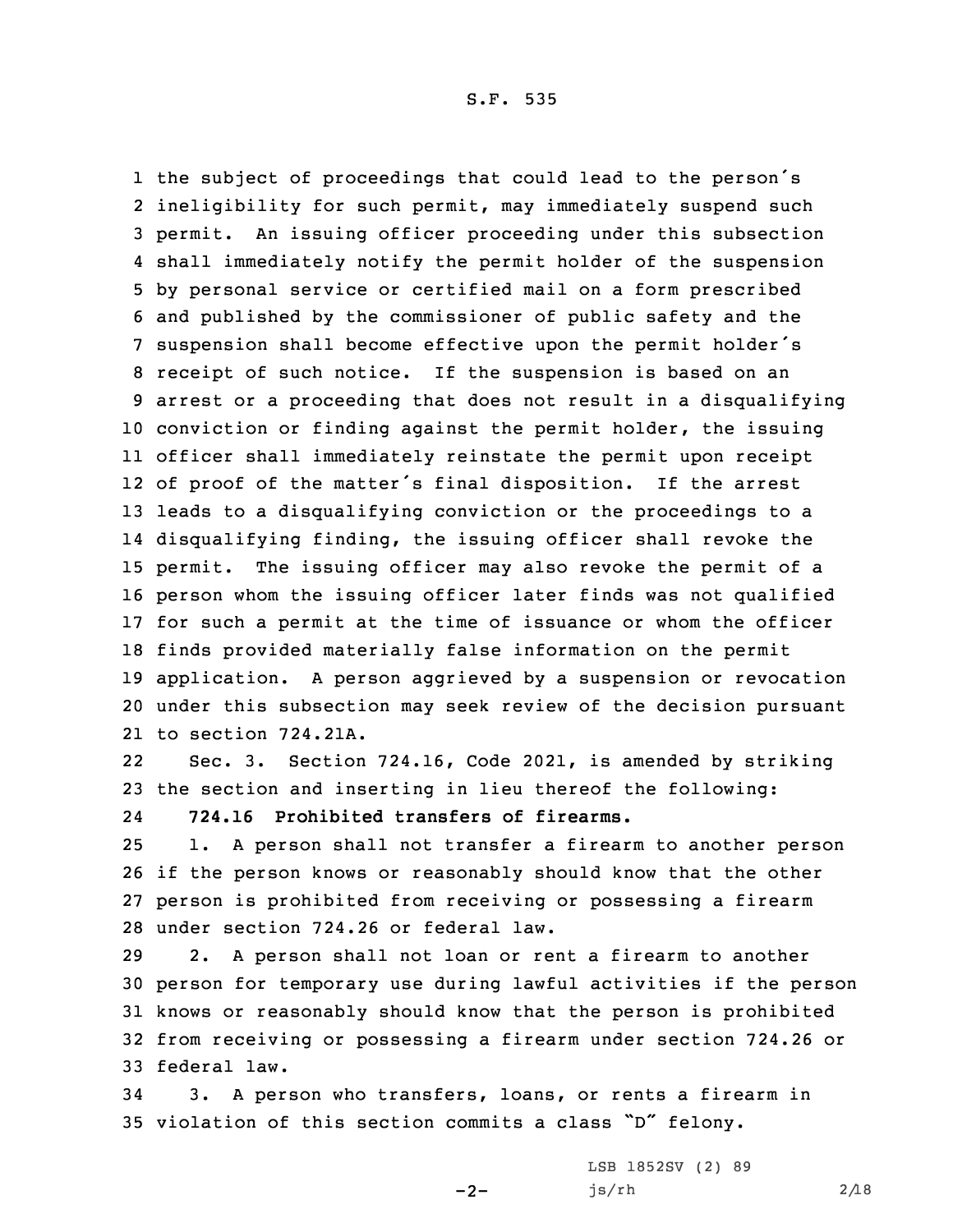the subject of proceedings that could lead to the person's ineligibility for such permit, may immediately suspend such permit. An issuing officer proceeding under this subsection shall immediately notify the permit holder of the suspension by personal service or certified mail on a form prescribed and published by the commissioner of public safety and the suspension shall become effective upon the permit holder's receipt of such notice. If the suspension is based on an arrest or a proceeding that does not result in a disqualifying conviction or finding against the permit holder, the issuing officer shall immediately reinstate the permit upon receipt of proof of the matter's final disposition. If the arrest leads to a disqualifying conviction or the proceedings to a disqualifying finding, the issuing officer shall revoke the permit. The issuing officer may also revoke the permit of a person whom the issuing officer later finds was not qualified for such a permit at the time of issuance or whom the officer finds provided materially false information on the permit application. A person aggrieved by a suspension or revocation under this subsection may seek review of the decision pursuant to section 724.21A.

Sec. 3. Section 724.16, Code 2021, is amended by striking the section and inserting in lieu thereof the following:

**724.16 Prohibited transfers of firearms.**

1. A person shall not transfer a firearm to another person if the person knows or reasonably should know that the other person is prohibited from receiving or possessing a firearm under section 724.26 or federal law.

2. A person shall not loan or rent a firearm to another person for temporary use during lawful activities if the person knows or reasonably should know that the person is prohibited from receiving or possessing a firearm under section 724.26 or federal law.

3. A person who transfers, loans, or rents a firearm in violation of this section commits a class "D" felony.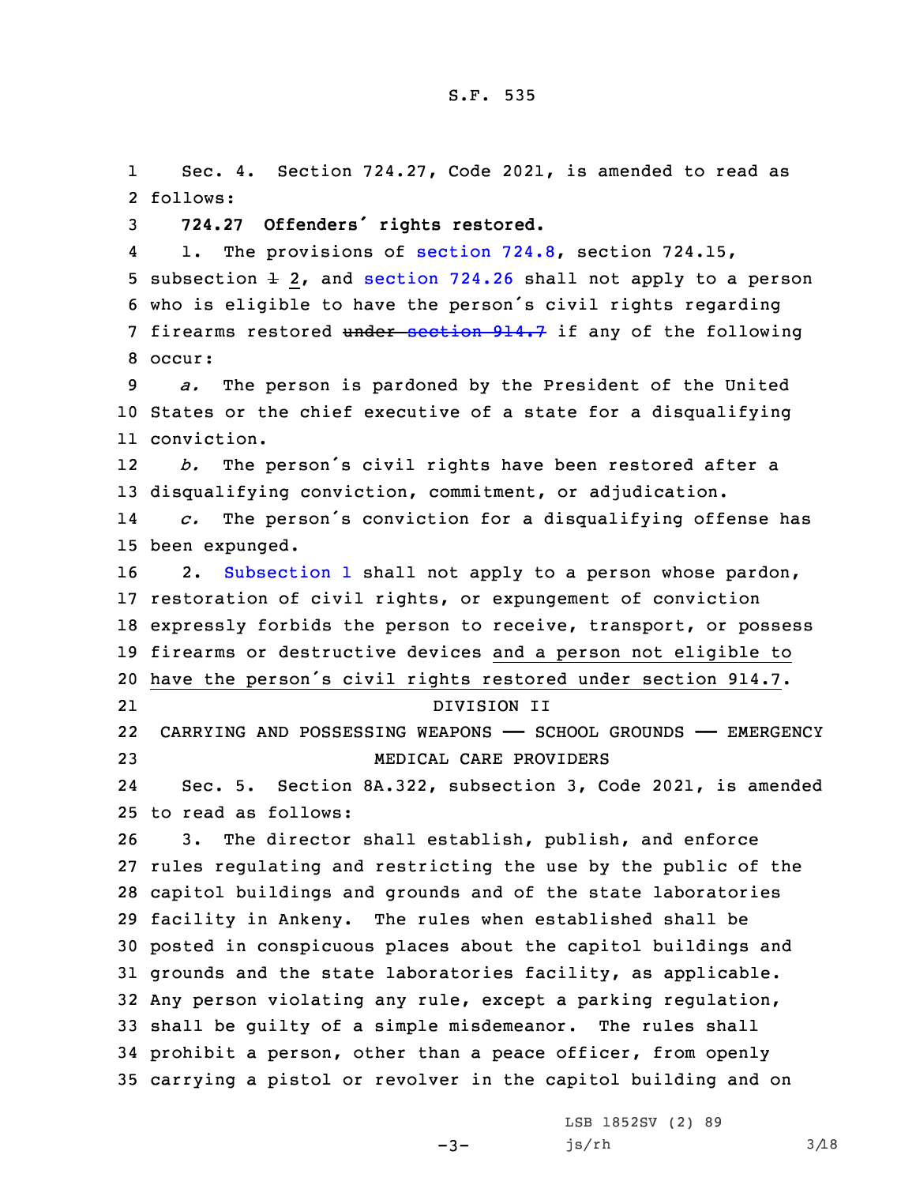Sec. 4. Section 724.27, Code 2021, is amended to read as follows:

**724.27 Offenders' rights restored.**

1. The provisions of section 724.8, section 724.15, subsection ~~1~~ 2, and section 724.26 shall not apply to a person who is eligible to have the person's civil rights regarding firearms restored ~~under section 914.7~~ if any of the following occur:

*a.* The person is pardoned by the President of the United States or the chief executive of a state for a disqualifying conviction.

*b.* The person's civil rights have been restored after a disqualifying conviction, commitment, or adjudication.

*c.* The person's conviction for a disqualifying offense has been expunged.

2. Subsection 1 shall not apply to a person whose pardon, restoration of civil rights, or expungement of conviction expressly forbids the person to receive, transport, or possess firearms or destructive devices <u>and a person not eligible to have the person's civil rights restored under section 914.7</u>.

DIVISION II

CARRYING AND POSSESSING WEAPONS — SCHOOL GROUNDS — EMERGENCY MEDICAL CARE PROVIDERS

Sec. 5. Section 8A.322, subsection 3, Code 2021, is amended to read as follows:

3. The director shall establish, publish, and enforce rules regulating and restricting the use by the public of the capitol buildings and grounds and of the state laboratories facility in Ankeny. The rules when established shall be posted in conspicuous places about the capitol buildings and grounds and the state laboratories facility, as applicable. Any person violating any rule, except a parking regulation, shall be guilty of a simple misdemeanor. The rules shall prohibit a person, other than a peace officer, from openly carrying a pistol or revolver in the capitol building and on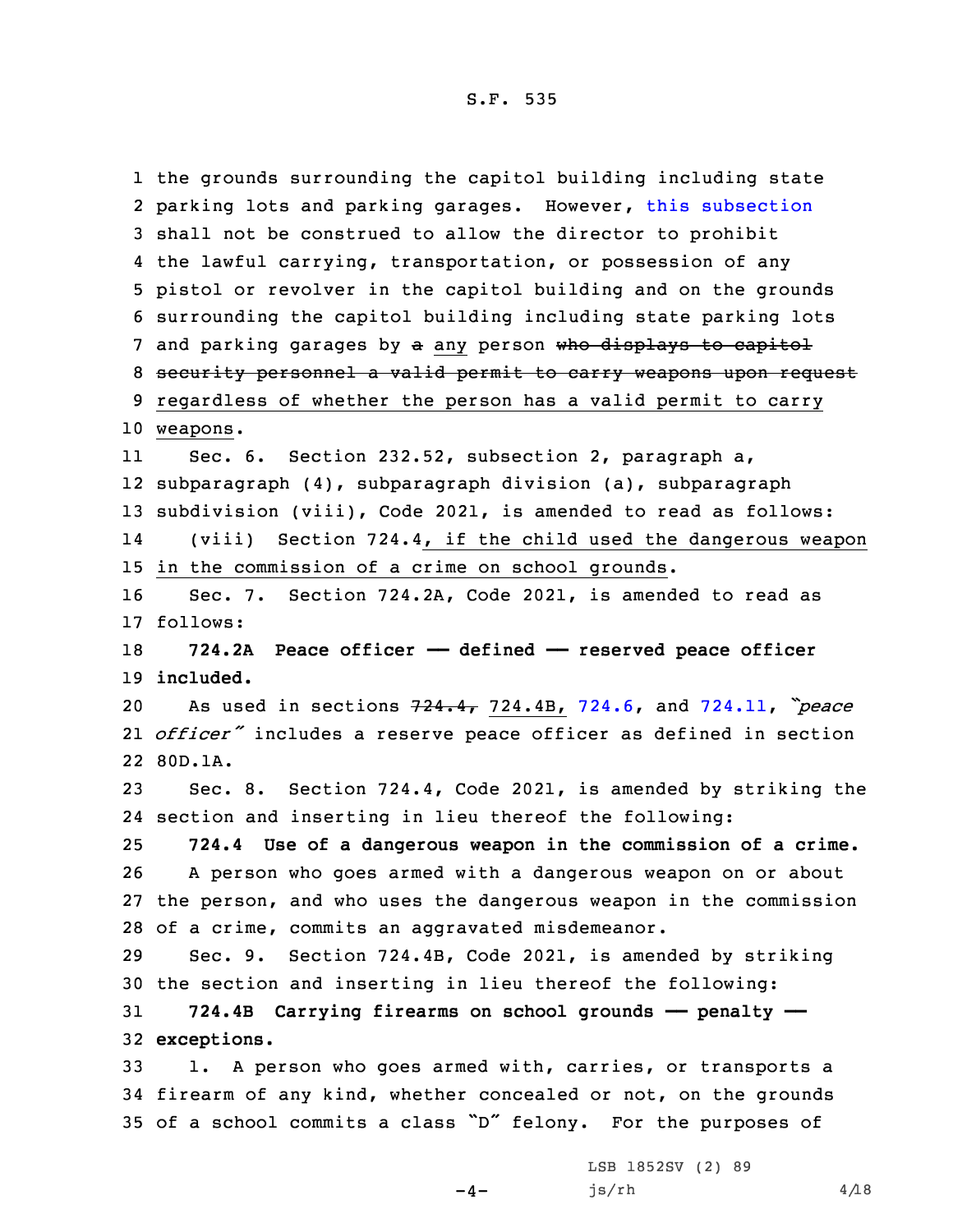the grounds surrounding the capitol building including state parking lots and parking garages. However, this subsection shall not be construed to allow the director to prohibit the lawful carrying, transportation, or possession of any pistol or revolver in the capitol building and on the grounds surrounding the capitol building including state parking lots and parking garages by ~~a~~ any person ~~who displays to capitol security personnel a valid permit to carry weapons upon request~~ regardless of whether the person has a valid permit to carry weapons.

Sec. 6. Section 232.52, subsection 2, paragraph a, subparagraph (4), subparagraph division (a), subparagraph subdivision (viii), Code 2021, is amended to read as follows:

(viii) Section 724.4, if the child used the dangerous weapon in the commission of a crime on school grounds.

Sec. 7. Section 724.2A, Code 2021, is amended to read as follows:

**724.2A Peace officer — defined — reserved peace officer included.**

As used in sections ~~724.4,~~ 724.4B, 724.6, and 724.11, *"peace officer"* includes a reserve peace officer as defined in section 80D.1A.

Sec. 8. Section 724.4, Code 2021, is amended by striking the section and inserting in lieu thereof the following:

**724.4 Use of a dangerous weapon in the commission of a crime.**

A person who goes armed with a dangerous weapon on or about the person, and who uses the dangerous weapon in the commission of a crime, commits an aggravated misdemeanor.

Sec. 9. Section 724.4B, Code 2021, is amended by striking the section and inserting in lieu thereof the following:

**724.4B Carrying firearms on school grounds — penalty — exceptions.**

1. A person who goes armed with, carries, or transports a firearm of any kind, whether concealed or not, on the grounds of a school commits a class "D" felony. For the purposes of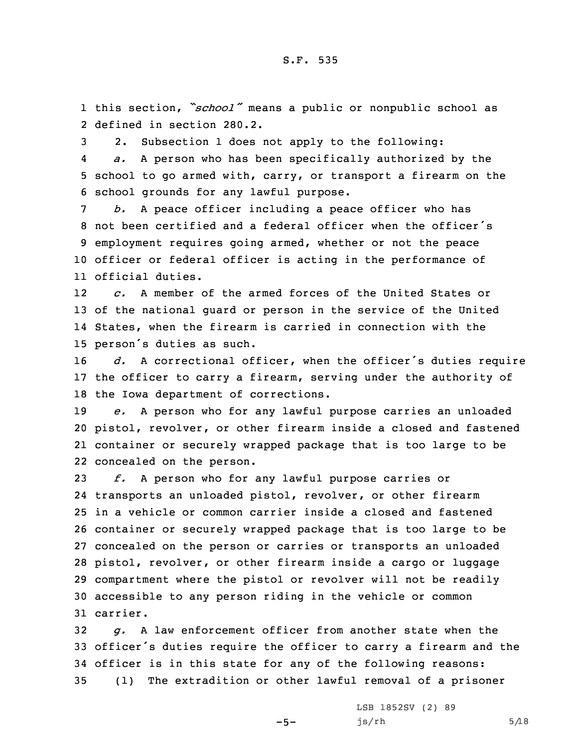this section, *"school"* means a public or nonpublic school as defined in section 280.2.

2. Subsection 1 does not apply to the following:

*a.* A person who has been specifically authorized by the school to go armed with, carry, or transport a firearm on the school grounds for any lawful purpose.

*b.* A peace officer including a peace officer who has not been certified and a federal officer when the officer's employment requires going armed, whether or not the peace officer or federal officer is acting in the performance of official duties.

*c.* A member of the armed forces of the United States or of the national guard or person in the service of the United States, when the firearm is carried in connection with the person's duties as such.

*d.* A correctional officer, when the officer's duties require the officer to carry a firearm, serving under the authority of the Iowa department of corrections.

*e.* A person who for any lawful purpose carries an unloaded pistol, revolver, or other firearm inside a closed and fastened container or securely wrapped package that is too large to be concealed on the person.

*f.* A person who for any lawful purpose carries or transports an unloaded pistol, revolver, or other firearm in a vehicle or common carrier inside a closed and fastened container or securely wrapped package that is too large to be concealed on the person or carries or transports an unloaded pistol, revolver, or other firearm inside a cargo or luggage compartment where the pistol or revolver will not be readily accessible to any person riding in the vehicle or common carrier.

*g.* A law enforcement officer from another state when the officer's duties require the officer to carry a firearm and the officer is in this state for any of the following reasons:

(1) The extradition or other lawful removal of a prisoner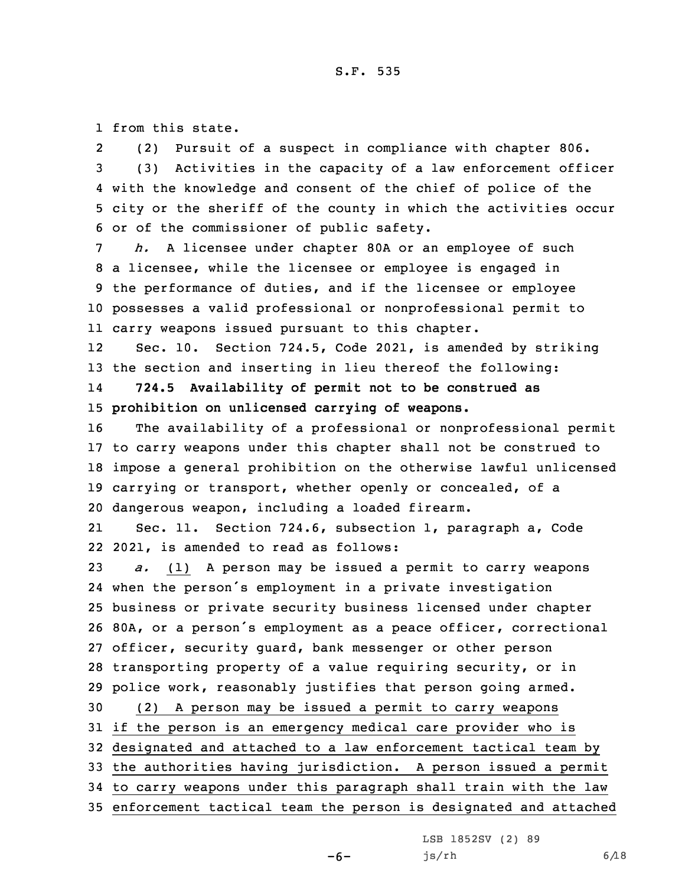from this state.

(2) Pursuit of a suspect in compliance with chapter 806.

(3) Activities in the capacity of a law enforcement officer with the knowledge and consent of the chief of police of the city or the sheriff of the county in which the activities occur or of the commissioner of public safety.

*h.* A licensee under chapter 80A or an employee of such a licensee, while the licensee or employee is engaged in the performance of duties, and if the licensee or employee possesses a valid professional or nonprofessional permit to carry weapons issued pursuant to this chapter.

Sec. 10. Section 724.5, Code 2021, is amended by striking the section and inserting in lieu thereof the following:

**724.5 Availability of permit not to be construed as prohibition on unlicensed carrying of weapons.**

The availability of a professional or nonprofessional permit to carry weapons under this chapter shall not be construed to impose a general prohibition on the otherwise lawful unlicensed carrying or transport, whether openly or concealed, of a dangerous weapon, including a loaded firearm.

Sec. 11. Section 724.6, subsection 1, paragraph a, Code 2021, is amended to read as follows:

*a.* (1) A person may be issued a permit to carry weapons when the person's employment in a private investigation business or private security business licensed under chapter 80A, or a person's employment as a peace officer, correctional officer, security guard, bank messenger or other person transporting property of a value requiring security, or in police work, reasonably justifies that person going armed.

(2) A person may be issued a permit to carry weapons if the person is an emergency medical care provider who is designated and attached to a law enforcement tactical team by the authorities having jurisdiction. A person issued a permit to carry weapons under this paragraph shall train with the law enforcement tactical team the person is designated and attached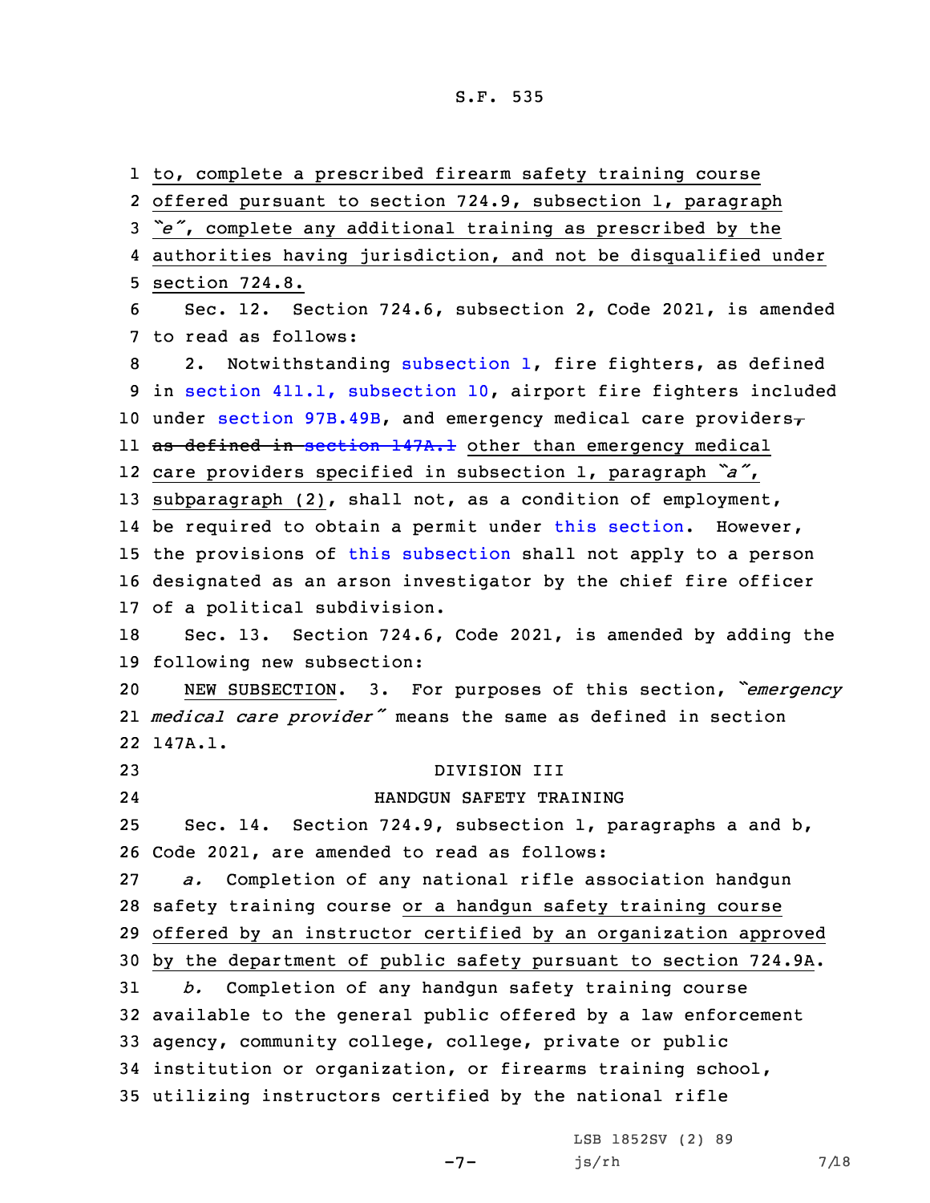to, complete a prescribed firearm safety training course offered pursuant to section 724.9, subsection 1, paragraph *"e"*, complete any additional training as prescribed by the authorities having jurisdiction, and not be disqualified under section 724.8.

Sec. 12. Section 724.6, subsection 2, Code 2021, is amended to read as follows:

2. Notwithstanding subsection 1, fire fighters, as defined in section 411.1, subsection 10, airport fire fighters included under section 97B.49B, and emergency medical care providers, ~~as defined in section 147A.1~~ other than emergency medical care providers specified in subsection 1, paragraph *"a"*, subparagraph (2), shall not, as a condition of employment, be required to obtain a permit under this section. However, the provisions of this subsection shall not apply to a person designated as an arson investigator by the chief fire officer of a political subdivision.

Sec. 13. Section 724.6, Code 2021, is amended by adding the following new subsection:

NEW SUBSECTION. 3. For purposes of this section, *"emergency medical care provider"* means the same as defined in section 147A.1.

DIVISION III

HANDGUN SAFETY TRAINING

Sec. 14. Section 724.9, subsection 1, paragraphs a and b, Code 2021, are amended to read as follows:

*a.* Completion of any national rifle association handgun safety training course or a handgun safety training course offered by an instructor certified by an organization approved by the department of public safety pursuant to section 724.9A.

*b.* Completion of any handgun safety training course available to the general public offered by a law enforcement agency, community college, college, private or public institution or organization, or firearms training school, utilizing instructors certified by the national rifle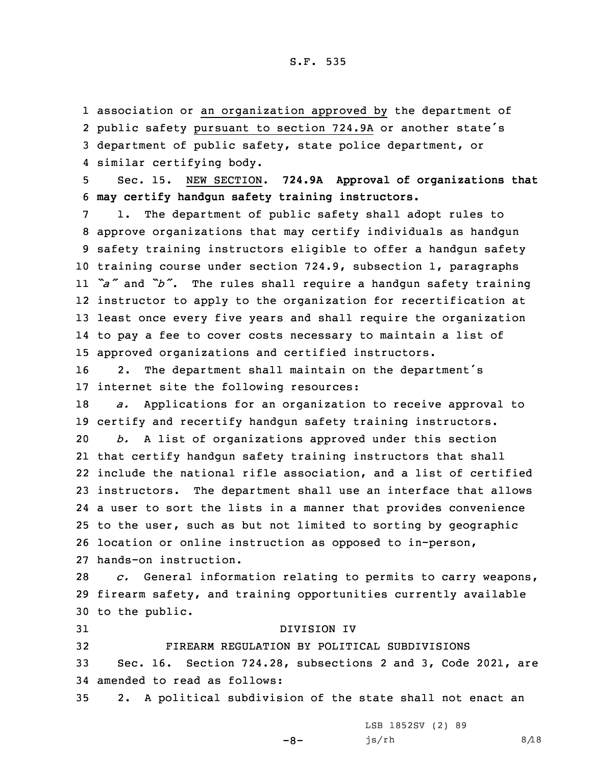association or an organization approved by the department of public safety pursuant to section 724.9A or another state's department of public safety, state police department, or similar certifying body.

Sec. 15. NEW SECTION. **724.9A Approval of organizations that may certify handgun safety training instructors.**

1. The department of public safety shall adopt rules to approve organizations that may certify individuals as handgun safety training instructors eligible to offer a handgun safety training course under section 724.9, subsection 1, paragraphs *"a"* and *"b"*. The rules shall require a handgun safety training instructor to apply to the organization for recertification at least once every five years and shall require the organization to pay a fee to cover costs necessary to maintain a list of approved organizations and certified instructors.

2. The department shall maintain on the department's internet site the following resources:

*a.* Applications for an organization to receive approval to certify and recertify handgun safety training instructors.

*b.* A list of organizations approved under this section that certify handgun safety training instructors that shall include the national rifle association, and a list of certified instructors. The department shall use an interface that allows a user to sort the lists in a manner that provides convenience to the user, such as but not limited to sorting by geographic location or online instruction as opposed to in-person, hands-on instruction.

*c.* General information relating to permits to carry weapons, firearm safety, and training opportunities currently available to the public.

DIVISION IV

FIREARM REGULATION BY POLITICAL SUBDIVISIONS

Sec. 16. Section 724.28, subsections 2 and 3, Code 2021, are amended to read as follows:

2. A political subdivision of the state shall not enact an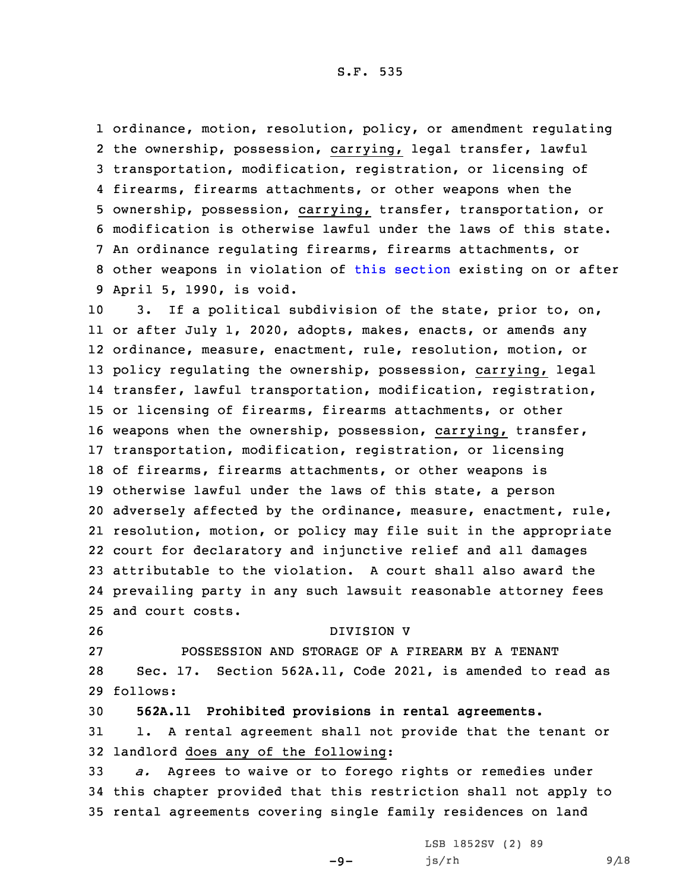ordinance, motion, resolution, policy, or amendment regulating the ownership, possession, carrying, legal transfer, lawful transportation, modification, registration, or licensing of firearms, firearms attachments, or other weapons when the ownership, possession, carrying, transfer, transportation, or modification is otherwise lawful under the laws of this state. An ordinance regulating firearms, firearms attachments, or other weapons in violation of this section existing on or after April 5, 1990, is void.

3. If a political subdivision of the state, prior to, on, or after July 1, 2020, adopts, makes, enacts, or amends any ordinance, measure, enactment, rule, resolution, motion, or policy regulating the ownership, possession, carrying, legal transfer, lawful transportation, modification, registration, or licensing of firearms, firearms attachments, or other weapons when the ownership, possession, carrying, transfer, transportation, modification, registration, or licensing of firearms, firearms attachments, or other weapons is otherwise lawful under the laws of this state, a person adversely affected by the ordinance, measure, enactment, rule, resolution, motion, or policy may file suit in the appropriate court for declaratory and injunctive relief and all damages attributable to the violation. A court shall also award the prevailing party in any such lawsuit reasonable attorney fees and court costs.

DIVISION V

POSSESSION AND STORAGE OF A FIREARM BY A TENANT

Sec. 17. Section 562A.11, Code 2021, is amended to read as follows:

**562A.11 Prohibited provisions in rental agreements.**

1. A rental agreement shall not provide that the tenant or landlord does any of the following:

*a.* Agrees to waive or to forego rights or remedies under this chapter provided that this restriction shall not apply to rental agreements covering single family residences on land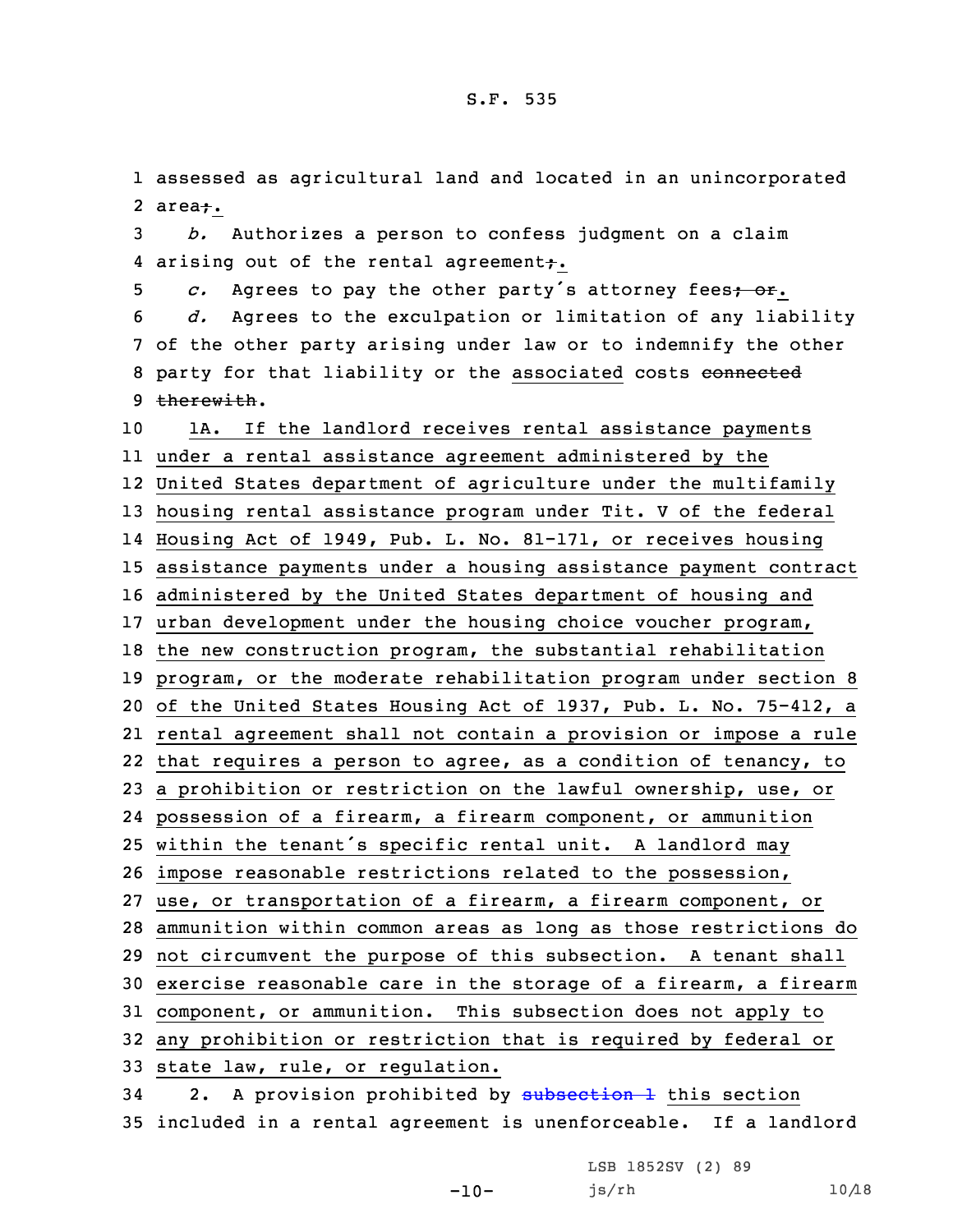assessed as agricultural land and located in an unincorporated area;.

*b.* Authorizes a person to confess judgment on a claim arising out of the rental agreement;.

*c.* Agrees to pay the other party's attorney fees; or.

*d.* Agrees to the exculpation or limitation of any liability of the other party arising under law or to indemnify the other party for that liability or the associated costs connected therewith.

1A. If the landlord receives rental assistance payments under a rental assistance agreement administered by the United States department of agriculture under the multifamily housing rental assistance program under Tit. V of the federal Housing Act of 1949, Pub. L. No. 81-171, or receives housing assistance payments under a housing assistance payment contract administered by the United States department of housing and urban development under the housing choice voucher program, the new construction program, the substantial rehabilitation program, or the moderate rehabilitation program under section 8 of the United States Housing Act of 1937, Pub. L. No. 75-412, a rental agreement shall not contain a provision or impose a rule that requires a person to agree, as a condition of tenancy, to a prohibition or restriction on the lawful ownership, use, or possession of a firearm, a firearm component, or ammunition within the tenant's specific rental unit. A landlord may impose reasonable restrictions related to the possession, use, or transportation of a firearm, a firearm component, or ammunition within common areas as long as those restrictions do not circumvent the purpose of this subsection. A tenant shall exercise reasonable care in the storage of a firearm, a firearm component, or ammunition. This subsection does not apply to any prohibition or restriction that is required by federal or state law, rule, or regulation.

2. A provision prohibited by subsection 1 this section included in a rental agreement is unenforceable. If a landlord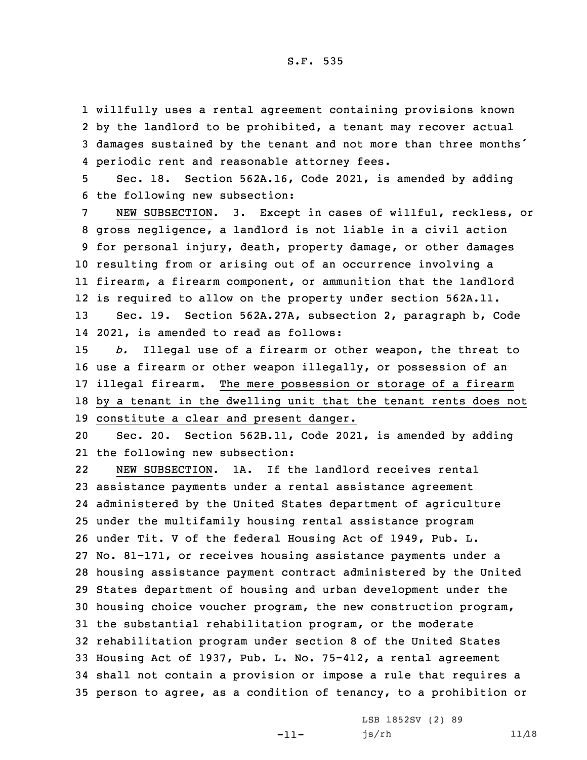willfully uses a rental agreement containing provisions known by the landlord to be prohibited, a tenant may recover actual damages sustained by the tenant and not more than three months' periodic rent and reasonable attorney fees.

Sec. 18. Section 562A.16, Code 2021, is amended by adding the following new subsection:

NEW SUBSECTION. 3. Except in cases of willful, reckless, or gross negligence, a landlord is not liable in a civil action for personal injury, death, property damage, or other damages resulting from or arising out of an occurrence involving a firearm, a firearm component, or ammunition that the landlord is required to allow on the property under section 562A.11.

Sec. 19. Section 562A.27A, subsection 2, paragraph b, Code 2021, is amended to read as follows:

*b.* Illegal use of a firearm or other weapon, the threat to use a firearm or other weapon illegally, or possession of an illegal firearm. The mere possession or storage of a firearm by a tenant in the dwelling unit that the tenant rents does not constitute a clear and present danger.

Sec. 20. Section 562B.11, Code 2021, is amended by adding the following new subsection:

NEW SUBSECTION. 1A. If the landlord receives rental assistance payments under a rental assistance agreement administered by the United States department of agriculture under the multifamily housing rental assistance program under Tit. V of the federal Housing Act of 1949, Pub. L. No. 81-171, or receives housing assistance payments under a housing assistance payment contract administered by the United States department of housing and urban development under the housing choice voucher program, the new construction program, the substantial rehabilitation program, or the moderate rehabilitation program under section 8 of the United States Housing Act of 1937, Pub. L. No. 75-412, a rental agreement shall not contain a provision or impose a rule that requires a person to agree, as a condition of tenancy, to a prohibition or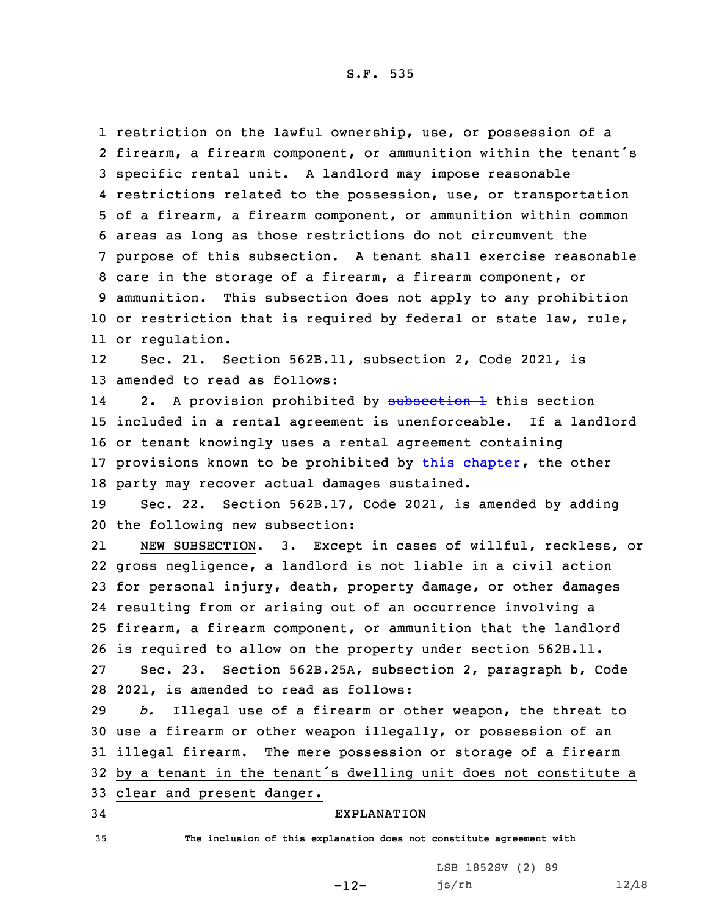restriction on the lawful ownership, use, or possession of a firearm, a firearm component, or ammunition within the tenant's specific rental unit. A landlord may impose reasonable restrictions related to the possession, use, or transportation of a firearm, a firearm component, or ammunition within common areas as long as those restrictions do not circumvent the purpose of this subsection. A tenant shall exercise reasonable care in the storage of a firearm, a firearm component, or ammunition. This subsection does not apply to any prohibition or restriction that is required by federal or state law, rule, or regulation.

Sec. 21. Section 562B.11, subsection 2, Code 2021, is amended to read as follows:

2. A provision prohibited by ~~subsection 1~~ this section included in a rental agreement is unenforceable. If a landlord or tenant knowingly uses a rental agreement containing provisions known to be prohibited by this chapter, the other party may recover actual damages sustained.

Sec. 22. Section 562B.17, Code 2021, is amended by adding the following new subsection:

NEW SUBSECTION. 3. Except in cases of willful, reckless, or gross negligence, a landlord is not liable in a civil action for personal injury, death, property damage, or other damages resulting from or arising out of an occurrence involving a firearm, a firearm component, or ammunition that the landlord is required to allow on the property under section 562B.11.

Sec. 23. Section 562B.25A, subsection 2, paragraph b, Code 2021, is amended to read as follows:

*b.* Illegal use of a firearm or other weapon, the threat to use a firearm or other weapon illegally, or possession of an illegal firearm. The mere possession or storage of a firearm by a tenant in the tenant's dwelling unit does not constitute a clear and present danger.

EXPLANATION

The inclusion of this explanation does not constitute agreement with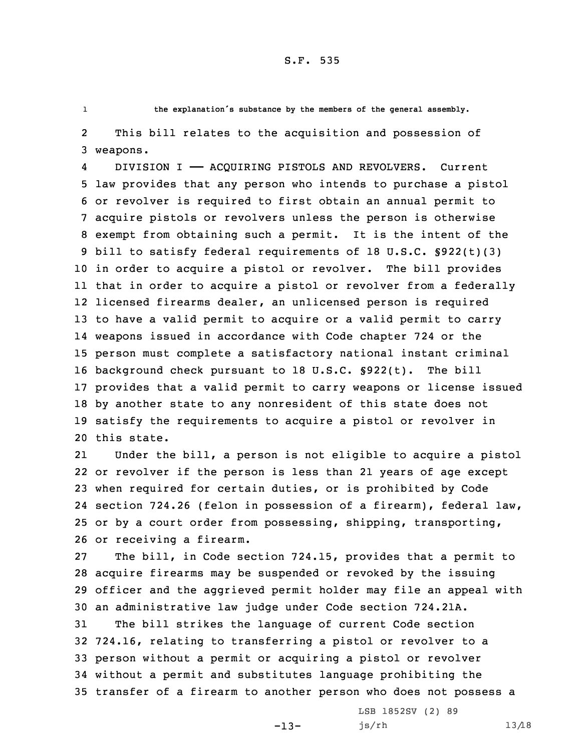the explanation's substance by the members of the general assembly.

This bill relates to the acquisition and possession of weapons.

DIVISION I —— ACQUIRING PISTOLS AND REVOLVERS. Current law provides that any person who intends to purchase a pistol or revolver is required to first obtain an annual permit to acquire pistols or revolvers unless the person is otherwise exempt from obtaining such a permit. It is the intent of the bill to satisfy federal requirements of 18 U.S.C. §922(t)(3) in order to acquire a pistol or revolver. The bill provides that in order to acquire a pistol or revolver from a federally licensed firearms dealer, an unlicensed person is required to have a valid permit to acquire or a valid permit to carry weapons issued in accordance with Code chapter 724 or the person must complete a satisfactory national instant criminal background check pursuant to 18 U.S.C. §922(t). The bill provides that a valid permit to carry weapons or license issued by another state to any nonresident of this state does not satisfy the requirements to acquire a pistol or revolver in this state.

Under the bill, a person is not eligible to acquire a pistol or revolver if the person is less than 21 years of age except when required for certain duties, or is prohibited by Code section 724.26 (felon in possession of a firearm), federal law, or by a court order from possessing, shipping, transporting, or receiving a firearm.

The bill, in Code section 724.15, provides that a permit to acquire firearms may be suspended or revoked by the issuing officer and the aggrieved permit holder may file an appeal with an administrative law judge under Code section 724.21A.

The bill strikes the language of current Code section 724.16, relating to transferring a pistol or revolver to a person without a permit or acquiring a pistol or revolver without a permit and substitutes language prohibiting the transfer of a firearm to another person who does not possess a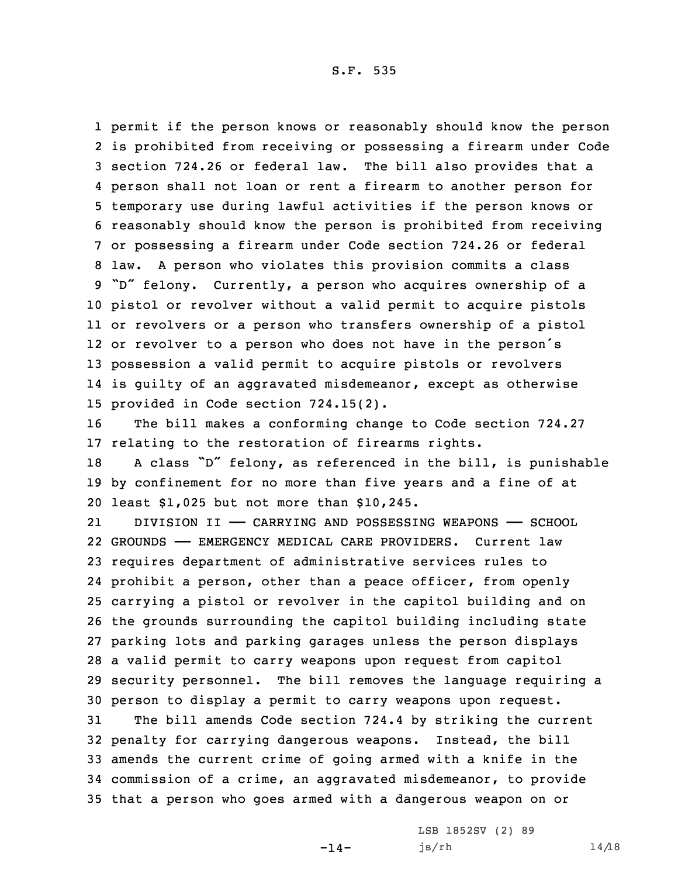permit if the person knows or reasonably should know the person is prohibited from receiving or possessing a firearm under Code section 724.26 or federal law. The bill also provides that a person shall not loan or rent a firearm to another person for temporary use during lawful activities if the person knows or reasonably should know the person is prohibited from receiving or possessing a firearm under Code section 724.26 or federal law. A person who violates this provision commits a class "D" felony. Currently, a person who acquires ownership of a pistol or revolver without a valid permit to acquire pistols or revolvers or a person who transfers ownership of a pistol or revolver to a person who does not have in the person's possession a valid permit to acquire pistols or revolvers is guilty of an aggravated misdemeanor, except as otherwise provided in Code section 724.15(2).

The bill makes a conforming change to Code section 724.27 relating to the restoration of firearms rights.

A class "D" felony, as referenced in the bill, is punishable by confinement for no more than five years and a fine of at least $1,025 but not more than $10,245.

DIVISION II —— CARRYING AND POSSESSING WEAPONS —— SCHOOL GROUNDS —— EMERGENCY MEDICAL CARE PROVIDERS. Current law requires department of administrative services rules to prohibit a person, other than a peace officer, from openly carrying a pistol or revolver in the capitol building and on the grounds surrounding the capitol building including state parking lots and parking garages unless the person displays a valid permit to carry weapons upon request from capitol security personnel. The bill removes the language requiring a person to display a permit to carry weapons upon request.

The bill amends Code section 724.4 by striking the current penalty for carrying dangerous weapons. Instead, the bill amends the current crime of going armed with a knife in the commission of a crime, an aggravated misdemeanor, to provide that a person who goes armed with a dangerous weapon on or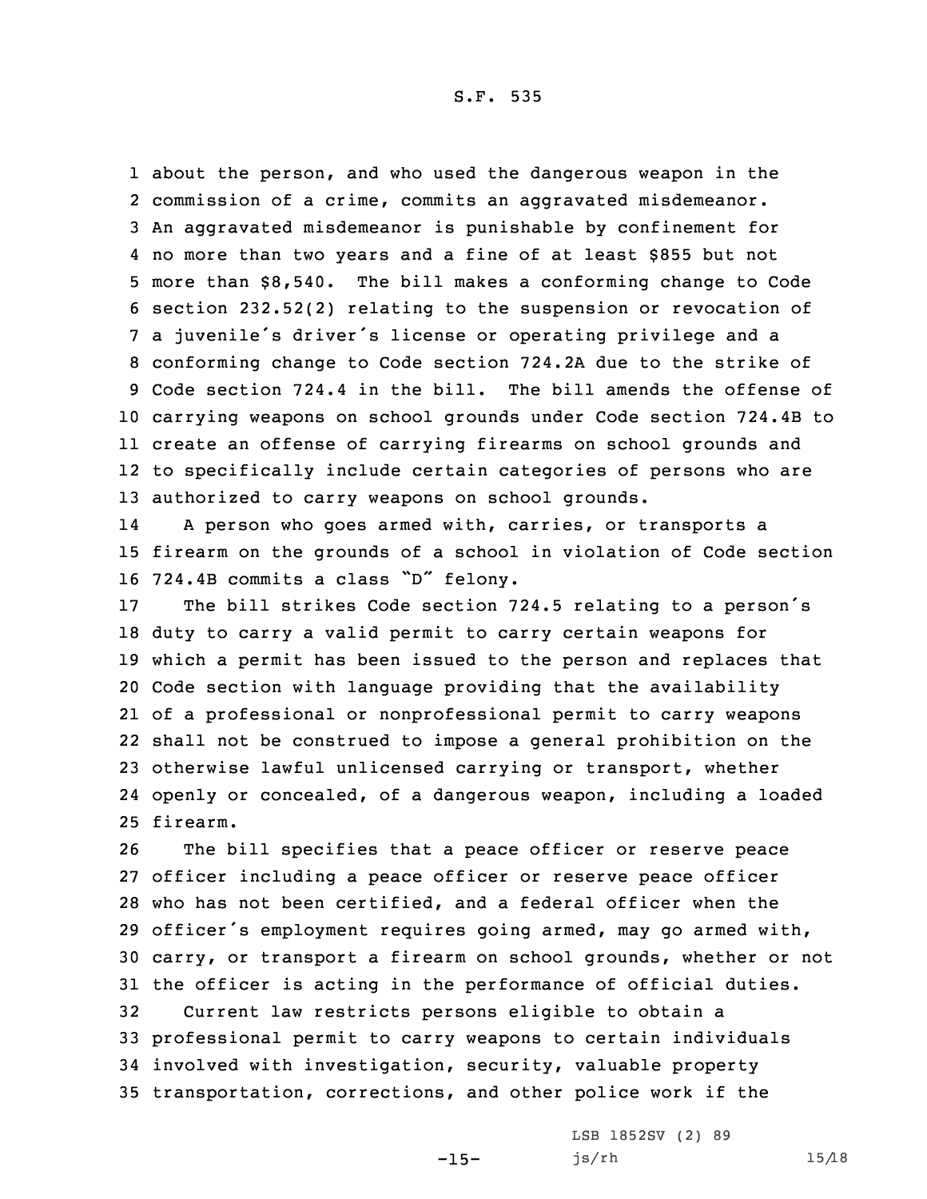about the person, and who used the dangerous weapon in the commission of a crime, commits an aggravated misdemeanor. An aggravated misdemeanor is punishable by confinement for no more than two years and a fine of at least $855 but not more than $8,540. The bill makes a conforming change to Code section 232.52(2) relating to the suspension or revocation of a juvenile's driver's license or operating privilege and a conforming change to Code section 724.2A due to the strike of Code section 724.4 in the bill. The bill amends the offense of carrying weapons on school grounds under Code section 724.4B to create an offense of carrying firearms on school grounds and to specifically include certain categories of persons who are authorized to carry weapons on school grounds.

A person who goes armed with, carries, or transports a firearm on the grounds of a school in violation of Code section 724.4B commits a class "D" felony.

The bill strikes Code section 724.5 relating to a person's duty to carry a valid permit to carry certain weapons for which a permit has been issued to the person and replaces that Code section with language providing that the availability of a professional or nonprofessional permit to carry weapons shall not be construed to impose a general prohibition on the otherwise lawful unlicensed carrying or transport, whether openly or concealed, of a dangerous weapon, including a loaded firearm.

The bill specifies that a peace officer or reserve peace officer including a peace officer or reserve peace officer who has not been certified, and a federal officer when the officer's employment requires going armed, may go armed with, carry, or transport a firearm on school grounds, whether or not the officer is acting in the performance of official duties.

Current law restricts persons eligible to obtain a professional permit to carry weapons to certain individuals involved with investigation, security, valuable property transportation, corrections, and other police work if the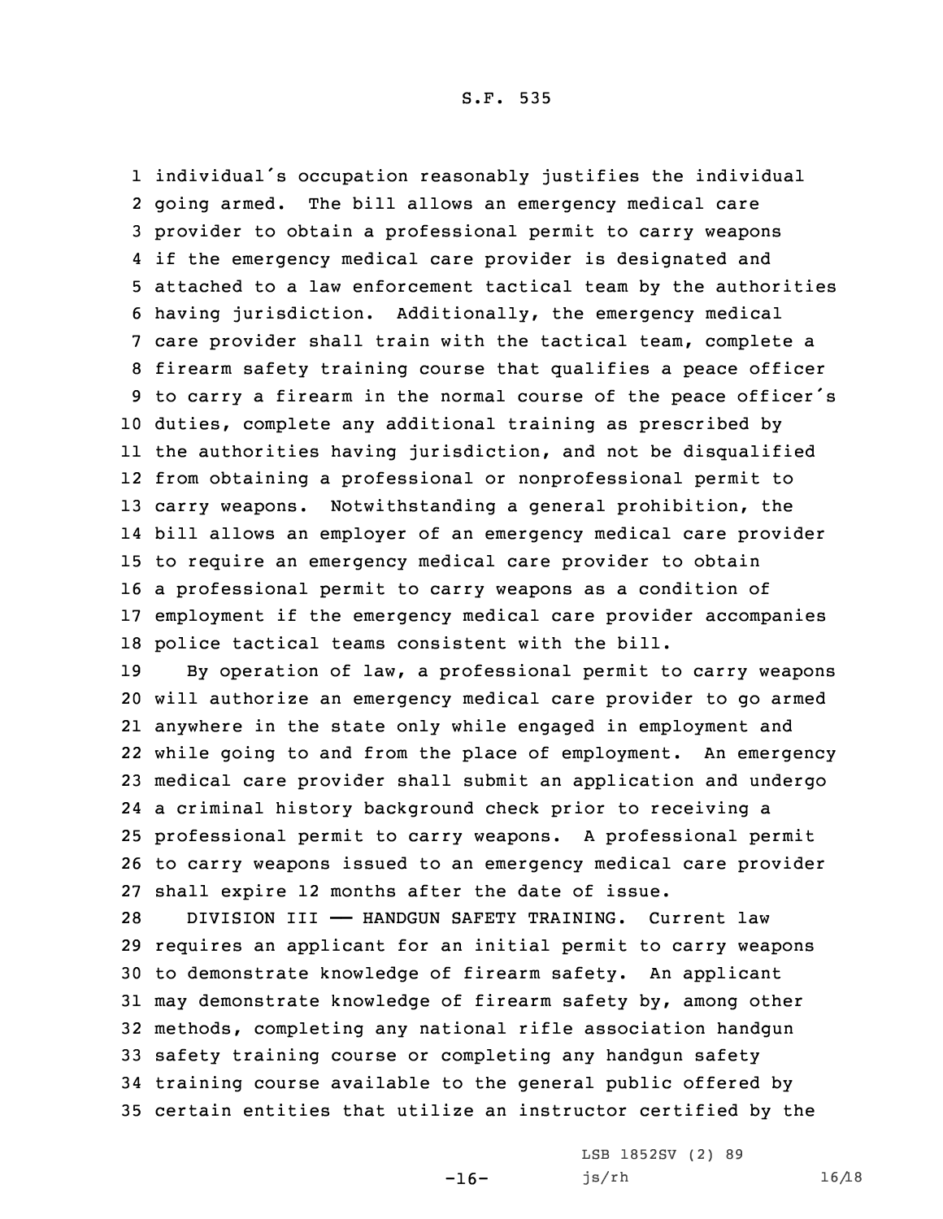individual's occupation reasonably justifies the individual going armed. The bill allows an emergency medical care provider to obtain a professional permit to carry weapons if the emergency medical care provider is designated and attached to a law enforcement tactical team by the authorities having jurisdiction. Additionally, the emergency medical care provider shall train with the tactical team, complete a firearm safety training course that qualifies a peace officer to carry a firearm in the normal course of the peace officer's duties, complete any additional training as prescribed by the authorities having jurisdiction, and not be disqualified from obtaining a professional or nonprofessional permit to carry weapons. Notwithstanding a general prohibition, the bill allows an employer of an emergency medical care provider to require an emergency medical care provider to obtain a professional permit to carry weapons as a condition of employment if the emergency medical care provider accompanies police tactical teams consistent with the bill.

By operation of law, a professional permit to carry weapons will authorize an emergency medical care provider to go armed anywhere in the state only while engaged in employment and while going to and from the place of employment. An emergency medical care provider shall submit an application and undergo a criminal history background check prior to receiving a professional permit to carry weapons. A professional permit to carry weapons issued to an emergency medical care provider shall expire 12 months after the date of issue.

DIVISION III —— HANDGUN SAFETY TRAINING. Current law requires an applicant for an initial permit to carry weapons to demonstrate knowledge of firearm safety. An applicant may demonstrate knowledge of firearm safety by, among other methods, completing any national rifle association handgun safety training course or completing any handgun safety training course available to the general public offered by certain entities that utilize an instructor certified by the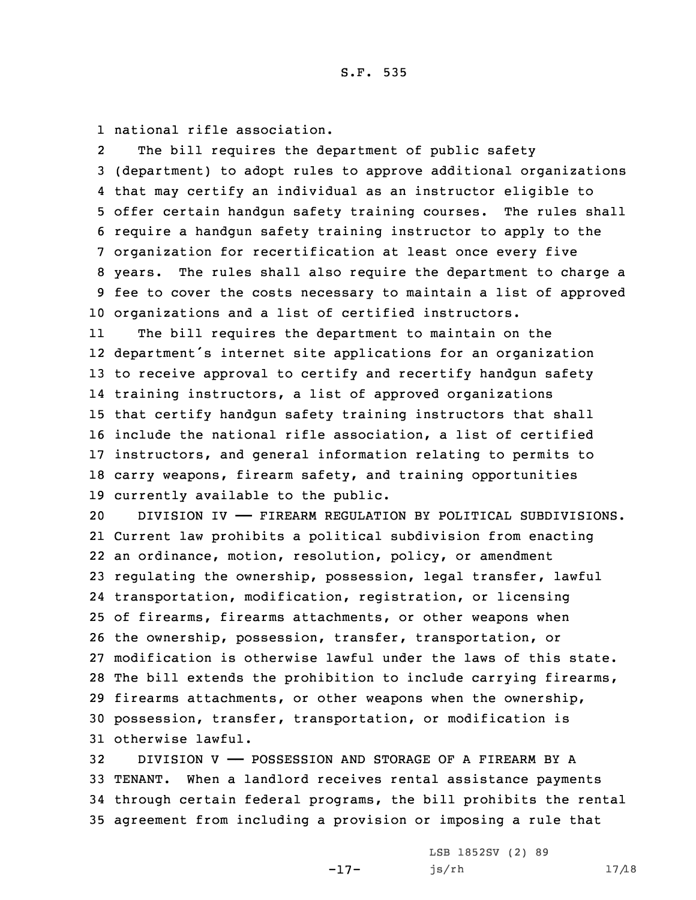national rifle association.

The bill requires the department of public safety (department) to adopt rules to approve additional organizations that may certify an individual as an instructor eligible to offer certain handgun safety training courses. The rules shall require a handgun safety training instructor to apply to the organization for recertification at least once every five years. The rules shall also require the department to charge a fee to cover the costs necessary to maintain a list of approved organizations and a list of certified instructors.

The bill requires the department to maintain on the department's internet site applications for an organization to receive approval to certify and recertify handgun safety training instructors, a list of approved organizations that certify handgun safety training instructors that shall include the national rifle association, a list of certified instructors, and general information relating to permits to carry weapons, firearm safety, and training opportunities currently available to the public.

DIVISION IV —— FIREARM REGULATION BY POLITICAL SUBDIVISIONS. Current law prohibits a political subdivision from enacting an ordinance, motion, resolution, policy, or amendment regulating the ownership, possession, legal transfer, lawful transportation, modification, registration, or licensing of firearms, firearms attachments, or other weapons when the ownership, possession, transfer, transportation, or modification is otherwise lawful under the laws of this state. The bill extends the prohibition to include carrying firearms, firearms attachments, or other weapons when the ownership, possession, transfer, transportation, or modification is otherwise lawful.

DIVISION V —— POSSESSION AND STORAGE OF A FIREARM BY A TENANT. When a landlord receives rental assistance payments through certain federal programs, the bill prohibits the rental agreement from including a provision or imposing a rule that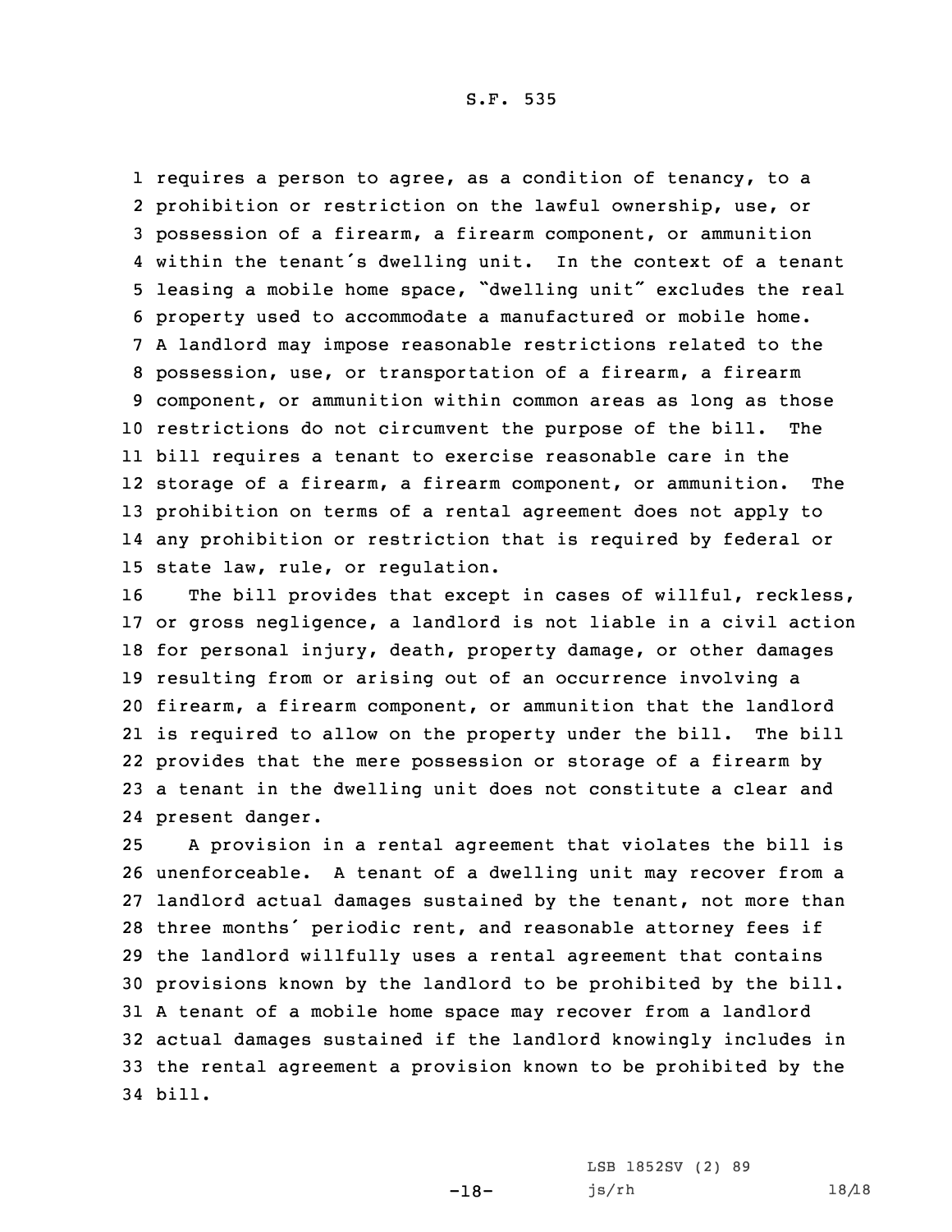requires a person to agree, as a condition of tenancy, to a prohibition or restriction on the lawful ownership, use, or possession of a firearm, a firearm component, or ammunition within the tenant's dwelling unit. In the context of a tenant leasing a mobile home space, "dwelling unit" excludes the real property used to accommodate a manufactured or mobile home. A landlord may impose reasonable restrictions related to the possession, use, or transportation of a firearm, a firearm component, or ammunition within common areas as long as those restrictions do not circumvent the purpose of the bill. The bill requires a tenant to exercise reasonable care in the storage of a firearm, a firearm component, or ammunition. The prohibition on terms of a rental agreement does not apply to any prohibition or restriction that is required by federal or state law, rule, or regulation.

The bill provides that except in cases of willful, reckless, or gross negligence, a landlord is not liable in a civil action for personal injury, death, property damage, or other damages resulting from or arising out of an occurrence involving a firearm, a firearm component, or ammunition that the landlord is required to allow on the property under the bill. The bill provides that the mere possession or storage of a firearm by a tenant in the dwelling unit does not constitute a clear and present danger.

A provision in a rental agreement that violates the bill is unenforceable. A tenant of a dwelling unit may recover from a landlord actual damages sustained by the tenant, not more than three months' periodic rent, and reasonable attorney fees if the landlord willfully uses a rental agreement that contains provisions known by the landlord to be prohibited by the bill. A tenant of a mobile home space may recover from a landlord actual damages sustained if the landlord knowingly includes in the rental agreement a provision known to be prohibited by the bill.

LSB 1852SV (2) 89
js/rh